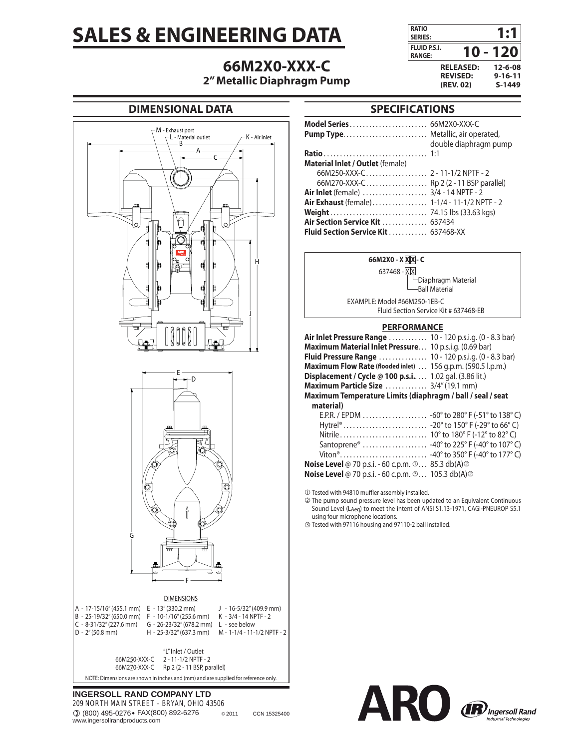# SALES & ENGINEERING DATA

| RATIO SERIES: | 1:1 |
|---|---|
| FLUID P.S.I. RANGE: | 10 - 120 |

**RELEASED:** 12-6-08
**REVISED:** 9-16-11
**(REV. 02)** S-1449

## 66M2X0-XXX-C
### 2" Metallic Diaphragm Pump

## DIMENSIONAL DATA

M - Exhaust port
L - Material outlet
K - Air inlet

DIMENSIONS

| | | |
|---|---|---|
| A - 17-15/16" (455.1 mm) | E - 13" (330.2 mm) | J - 16-5/32" (409.9 mm) |
| B - 25-19/32" (650.0 mm) | F - 10-1/16" (255.6 mm) | K - 3/4 - 14 NPTF - 2 |
| C - 8-31/32" (227.6 mm) | G - 26-23/32" (678.2 mm) | L - see below |
| D - 2" (50.8 mm) | H - 25-3/32" (637.3 mm) | M - 1-1/4 - 11-1/2 NPTF - 2 |

| | "L" Inlet / Outlet |
|---|---|
| 66M250-XXX-C | 2 - 11-1/2 NPTF - 2 |
| 66M270-XXX-C | Rp 2 (2 - 11 BSP, parallel) |

NOTE: Dimensions are shown in inches and (mm) and are supplied for reference only.

## SPECIFICATIONS

**Model Series** ........ 66M2X0-XXX-C
**Pump Type** ........ Metallic, air operated, double diaphragm pump
**Ratio** ........ 1:1
**Material Inlet / Outlet** (female)
- 66M250-XXX-C ........ 2 - 11-1/2 NPTF - 2
- 66M270-XXX-C ........ Rp 2 (2 - 11 BSP parallel)

**Air Inlet** (female) ........ 3/4 - 14 NPTF - 2
**Air Exhaust** (female) ........ 1-1/4 - 11-1/2 NPTF - 2
**Weight** ........ 74.15 lbs (33.63 kgs)
**Air Section Service Kit** ........ 637434
**Fluid Section Service Kit** ........ 637468-XX

**66M2X0 - XXX - C**
637468 - XX
- Diaphragm Material
- Ball Material

EXAMPLE: Model #66M250-1EB-C
Fluid Section Service Kit # 637468-EB

### PERFORMANCE

**Air Inlet Pressure Range** ........ 10 - 120 p.s.i.g. (0 - 8.3 bar)
**Maximum Material Inlet Pressure** ........ 10 p.s.i.g. (0.69 bar)
**Fluid Pressure Range** ........ 10 - 120 p.s.i.g. (0 - 8.3 bar)
**Maximum Flow Rate (flooded inlet)** ........ 156 g.p.m. (590.5 l.p.m.)
**Displacement / Cycle @ 100 p.s.i.** ........ 1.02 gal. (3.86 lit.)
**Maximum Particle Size** ........ 3/4" (19.1 mm)
**Maximum Temperature Limits (diaphragm / ball / seal / seat material)**
- E.P.R. / EPDM ........ -60° to 280° F (-51° to 138° C)
- Hytrel® ........ -20° to 150° F (-29° to 66° C)
- Nitrile ........ 10° to 180° F (-12° to 82° C)
- Santoprene® ........ -40° to 225° F (-40° to 107° C)
- Viton® ........ -40° to 350° F (-40° to 177° C)

**Noise Level** @ 70 p.s.i. - 60 c.p.m. ① ... 85.3 db(A)②
**Noise Level** @ 70 p.s.i. - 60 c.p.m. ③ ... 105.3 db(A)②

① Tested with 94810 muffler assembly installed.
② The pump sound pressure level has been updated to an Equivalent Continuous Sound Level ($L_{Aeq}$) to meet the intent of ANSI S1.13-1971, CAGI-PNEUROP S5.1 using four microphone locations.
③ Tested with 97116 housing and 97110-2 ball installed.

**INGERSOLL RAND COMPANY LTD**
209 NORTH MAIN STREET – BRYAN, OHIO 43506
(800) 495-0276 • FAX(800) 892-6276
www.ingersollrandproducts.com
© 2011 CCN 15325400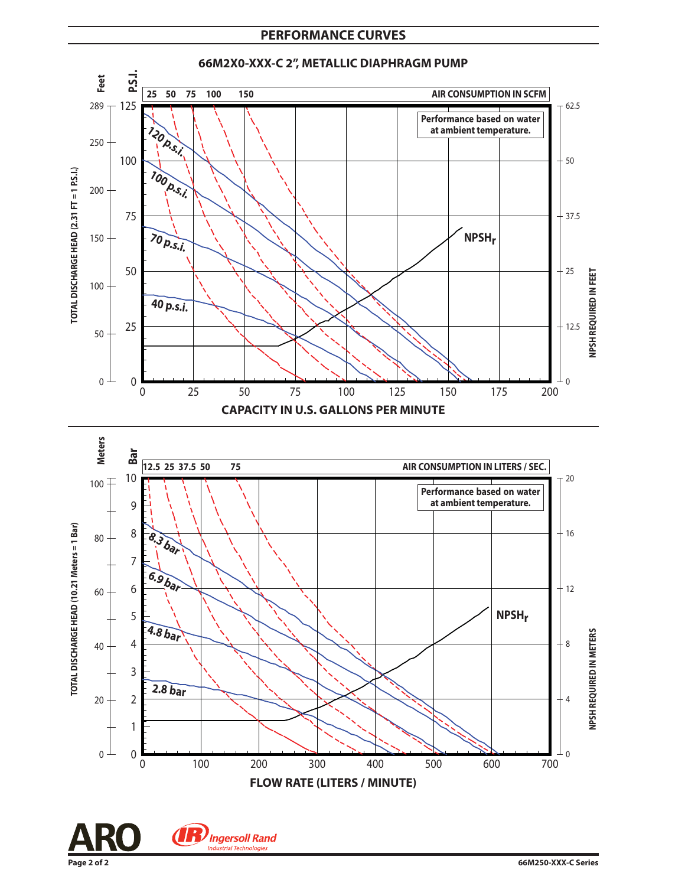## PERFORMANCE CURVES

### 66M2X0-XXX-C 2", METALLIC DIAPHRAGM PUMP

Feet
P.S.I.
25 50 75 100 150
AIR CONSUMPTION IN SCFM
Performance based on water at ambient temperature.
120 p.s.i.
100 p.s.i.
70 p.s.i.
40 p.s.i.
$NPSH_r$
TOTAL DISCHARGE HEAD (2.31 FT = 1 P.S.I.)
NPSH REQUIRED IN FEET
289 250 200 150 100 50 0
125 100 75 50 25 0
62.5 50 37.5 25 12.5 0
0 25 50 75 100 125 150 175 200
CAPACITY IN U.S. GALLONS PER MINUTE

Meters
Bar
12.5 25 37.5 50 75
AIR CONSUMPTION IN LITERS / SEC.
Performance based on water at ambient temperature.
8.3 bar
6.9 bar
4.8 bar
2.8 bar
$NPSH_r$
TOTAL DISCHARGE HEAD (10.21 Meters = 1 Bar)
NPSH REQUIRED IN METERS
100 80 60 40 20 0
10 9 8 7 6 5 4 3 2 1 0
20 16 12 8 4 0
0 100 200 300 400 500 600 700
FLOW RATE (LITERS / MINUTE)

ARO
Ingersoll Rand
Industrial Technologies

66M250-XXX-C Series